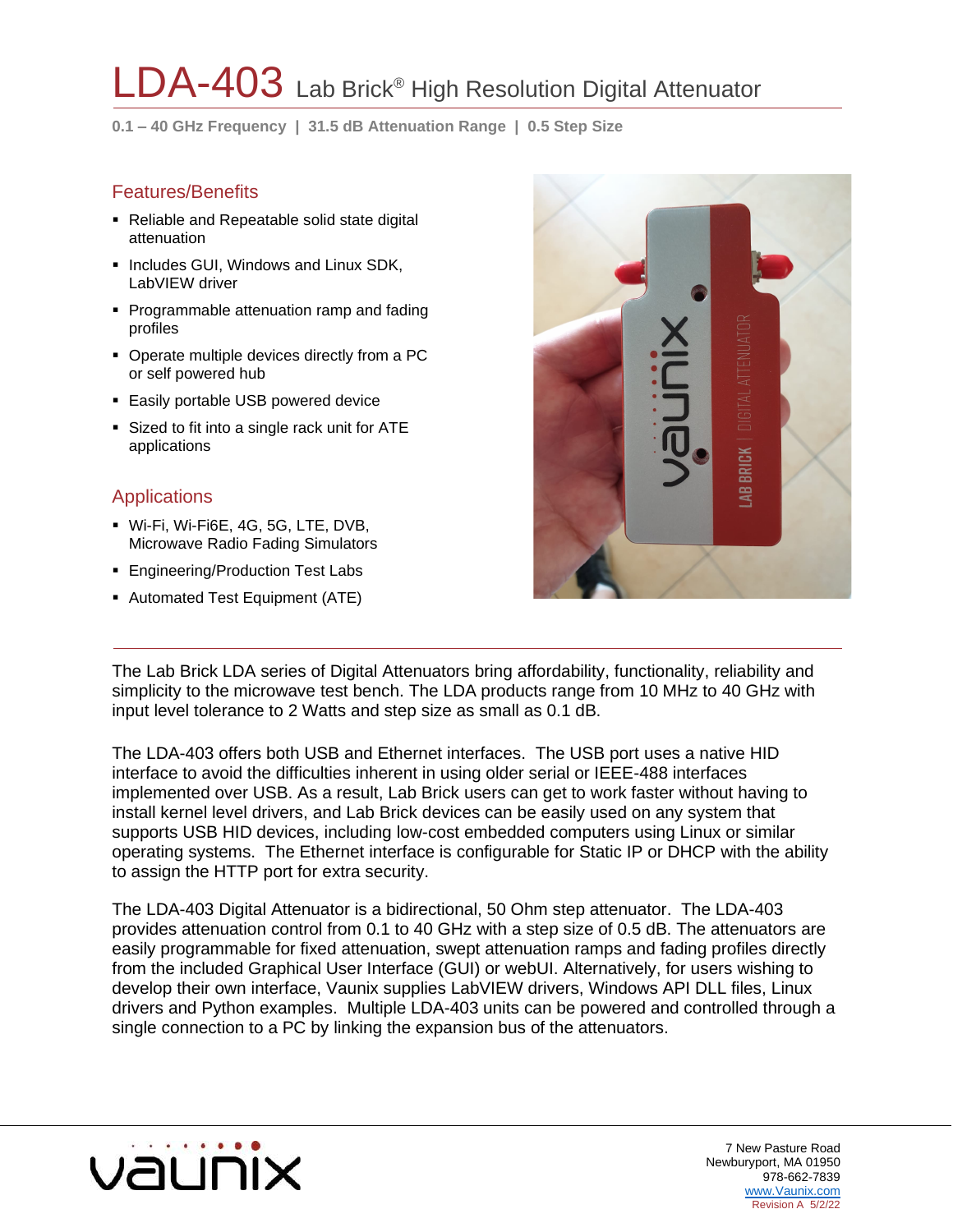# LDA-403 Lab Brick® High Resolution Digital Attenuator

**0.1 – 40 GHz Frequency | 31.5 dB Attenuation Range | 0.5 Step Size**

## Features/Benefits

- Reliable and Repeatable solid state digital attenuation
- Includes GUI, Windows and Linux SDK, LabVIEW driver
- Programmable attenuation ramp and fading profiles
- Operate multiple devices directly from a PC or self powered hub
- Easily portable USB powered device
- Sized to fit into a single rack unit for ATE applications

## Applications

- Wi-Fi, Wi-Fi6E, 4G, 5G, LTE, DVB, Microwave Radio Fading Simulators
- Engineering/Production Test Labs
- Automated Test Equipment (ATE)

---

The Lab Brick LDA series of Digital Attenuators bring affordability, functionality, reliability and simplicity to the microwave test bench. The LDA products range from 10 MHz to 40 GHz with input level tolerance to 2 Watts and step size as small as 0.1 dB.

The LDA-403 offers both USB and Ethernet interfaces. The USB port uses a native HID interface to avoid the difficulties inherent in using older serial or IEEE-488 interfaces implemented over USB. As a result, Lab Brick users can get to work faster without having to install kernel level drivers, and Lab Brick devices can be easily used on any system that supports USB HID devices, including low-cost embedded computers using Linux or similar operating systems. The Ethernet interface is configurable for Static IP or DHCP with the ability to assign the HTTP port for extra security.

The LDA-403 Digital Attenuator is a bidirectional, 50 Ohm step attenuator. The LDA-403 provides attenuation control from 0.1 to 40 GHz with a step size of 0.5 dB. The attenuators are easily programmable for fixed attenuation, swept attenuation ramps and fading profiles directly from the included Graphical User Interface (GUI) or webUI. Alternatively, for users wishing to develop their own interface, Vaunix supplies LabVIEW drivers, Windows API DLL files, Linux drivers and Python examples. Multiple LDA-403 units can be powered and controlled through a single connection to a PC by linking the expansion bus of the attenuators.

7 New Pasture Road
Newburyport, MA 01950
978-662-7839
www.Vaunix.com
Revision A 5/2/22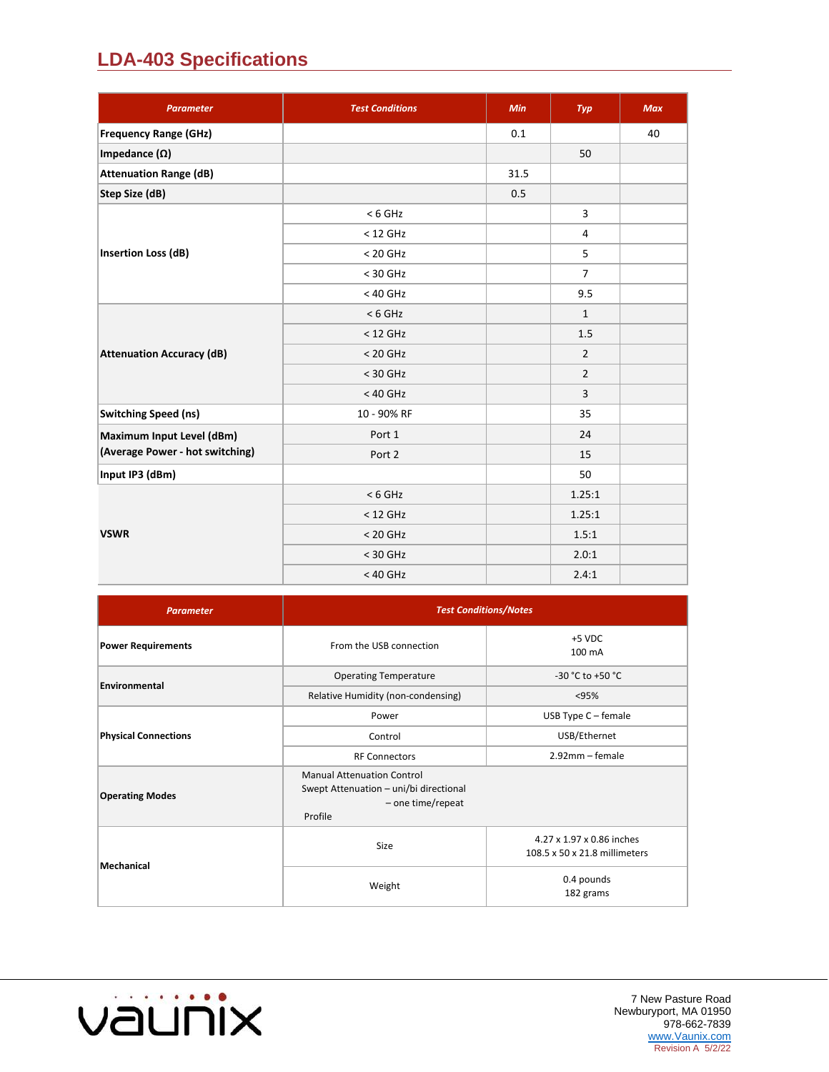## LDA-403 Specifications

| Parameter | Test Conditions | Min | Typ | Max |
|---|---|---|---|---|
| Frequency Range (GHz) | | 0.1 | | 40 |
| Impedance (Ω) | | | 50 | |
| Attenuation Range (dB) | | 31.5 | | |
| Step Size (dB) | | 0.5 | | |
| Insertion Loss (dB) | < 6 GHz | | 3 | |
| | < 12 GHz | | 4 | |
| | < 20 GHz | | 5 | |
| | < 30 GHz | | 7 | |
| | < 40 GHz | | 9.5 | |
| Attenuation Accuracy (dB) | < 6 GHz | | 1 | |
| | < 12 GHz | | 1.5 | |
| | < 20 GHz | | 2 | |
| | < 30 GHz | | 2 | |
| | < 40 GHz | | 3 | |
| Switching Speed (ns) | 10 - 90% RF | | 35 | |
| Maximum Input Level (dBm) (Average Power - hot switching) | Port 1 | | 24 | |
| | Port 2 | | 15 | |
| Input IP3 (dBm) | | | 50 | |
| VSWR | < 6 GHz | | 1.25:1 | |
| | < 12 GHz | | 1.25:1 | |
| | < 20 GHz | | 1.5:1 | |
| | < 30 GHz | | 2.0:1 | |
| | < 40 GHz | | 2.4:1 | |

| Parameter | Test Conditions/Notes | |
|---|---|---|
| Power Requirements | From the USB connection | +5 VDC<br>100 mA |
| Environmental | Operating Temperature | -30 °C to +50 °C |
| | Relative Humidity (non-condensing) | <95% |
| Physical Connections | Power | USB Type C – female |
| | Control | USB/Ethernet |
| | RF Connectors | 2.92mm – female |
| Operating Modes | Manual Attenuation Control<br>Swept Attenuation – uni/bi directional<br>– one time/repeat<br>Profile | |
| Mechanical | Size | 4.27 x 1.97 x 0.86 inches<br>108.5 x 50 x 21.8 millimeters |
| | Weight | 0.4 pounds<br>182 grams |

7 New Pasture Road
Newburyport, MA 01950
978-662-7839
www.Vaunix.com
Revision A 5/2/22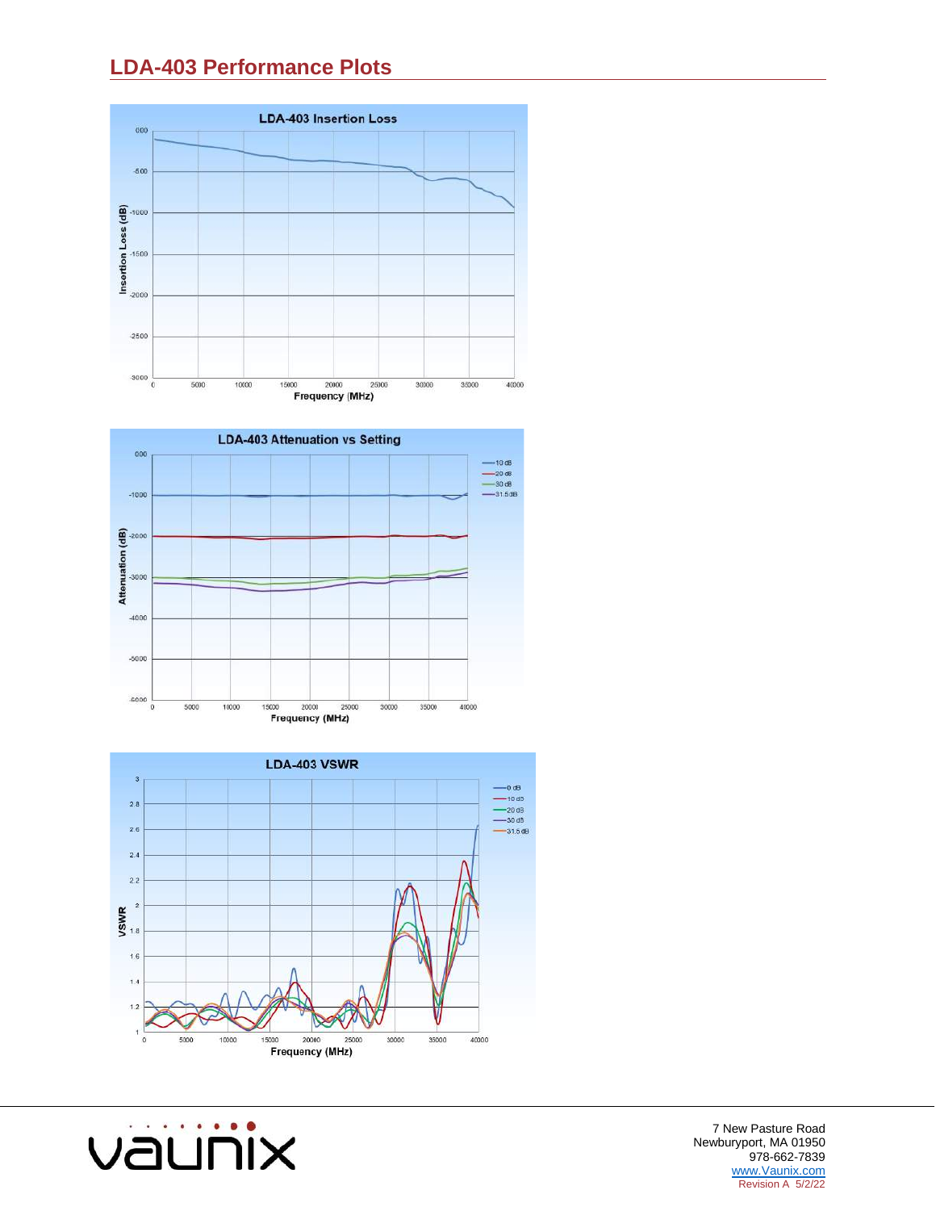## LDA-403 Performance Plots

LDA-403 Insertion Loss

Insertion Loss (dB)

Frequency (MHz)

LDA-403 Attenuation vs Setting

Attenuation (dB)

Frequency (MHz)

LDA-403 VSWR

VSWR

Frequency (MHz)

7 New Pasture Road
Newburyport, MA 01950
978-662-7839
www.Vaunix.com
Revision A 5/2/22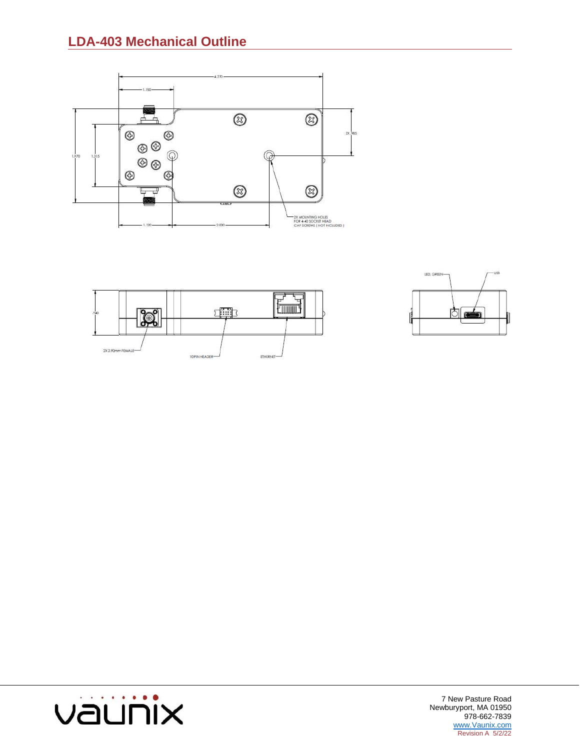## LDA-403 Mechanical Outline

4.270

1.150

2X .985

1.970

1.315

1.120

2.030

2X MOUNTING HOLES FOR 4-40 SOCKET HEAD CAP SCREWS ( NOT INCLUDED )

.540

2X 2.92mm FEMALE

10 PIN HEADER

ETHERNET

LED, GREEN

USB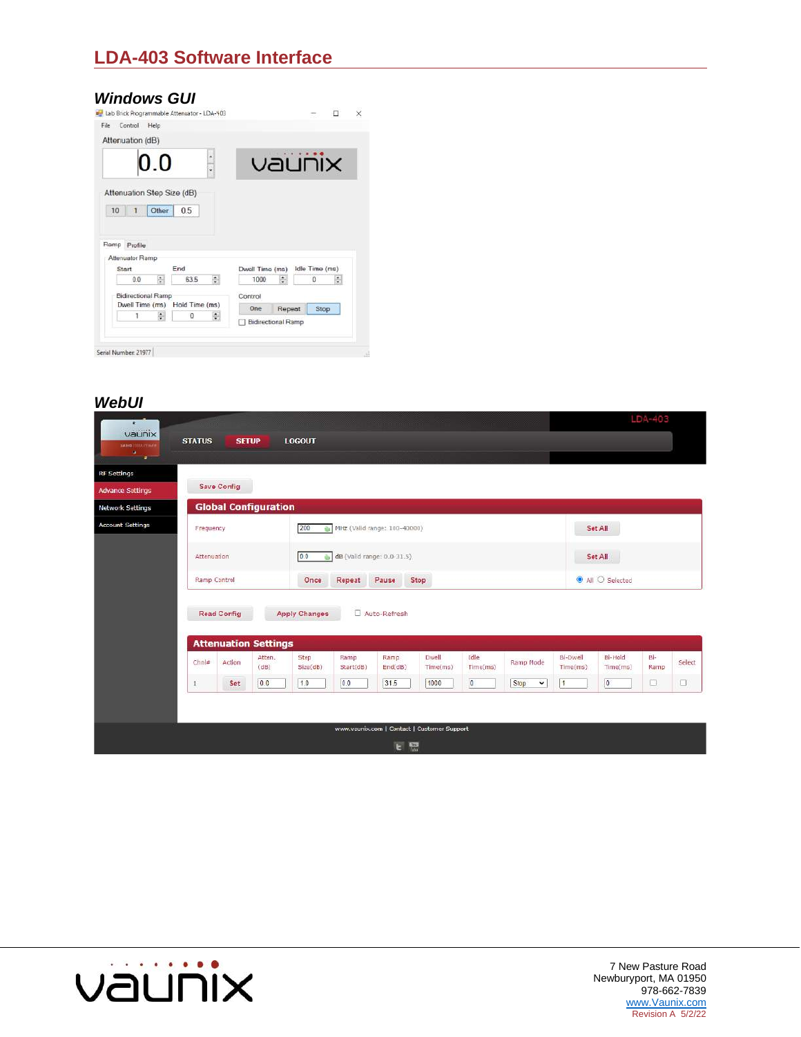# LDA-403 Software Interface

## *Windows GUI*

Lab Brick Programmable Attenuator - LDA-403

File Control Help

Attenuaton (dB)

0.0

vaunix

Attenuation Step Size (dB)

10 1 Other 0.5

Ramp Profile

Attenuator Ramp

Start End Dwell Time (ms) Idle Time (ms)

0.0 63.5 1000 0

Bidirectional Ramp

Dwell Time (ms) Hold Time (ms)

1 0

Control

One Repeat Stop

Bidirectional Ramp

Serial Number: 21977

## *WebUI*

LDA-403

STATUS SETUP LOGOUT

RF Settings

Advance Settings

Network Settings

Account Settings

Save Config

**Global Configuration**

| | | |
|---|---|---|
| Frequency | 200 MHz (Valid range: 100-40000) | Set All |
| Attenuation | 0.0 dB (Valid range: 0.0-31.5) | Set All |
| Ramp Control | Once Repeat Pause Stop | All Selected |

Read Config Apply Changes Auto-Refresh

**Attenuation Settings**

| Chnl# | Action | Atten. (dB) | Step Size(dB) | Ramp Start(dB) | Ramp End(dB) | Dwell Time(ms) | Idle Time(ms) | Ramp Mode | Bi-Dwell Time(ms) | Bi-Hold Time(ms) | Bi-Ramp | Select |
|---|---|---|---|---|---|---|---|---|---|---|---|---|
| 1 | Set | 0.0 | 1.0 | 0.0 | 31.5 | 1000 | 0 | Stop | 1 | 0 | | |

www.vaunix.com | Contact | Customer Support

vaunix

7 New Pasture Road
Newburyport, MA 01950
978-662-7839
www.Vaunix.com
Revision A 5/2/22